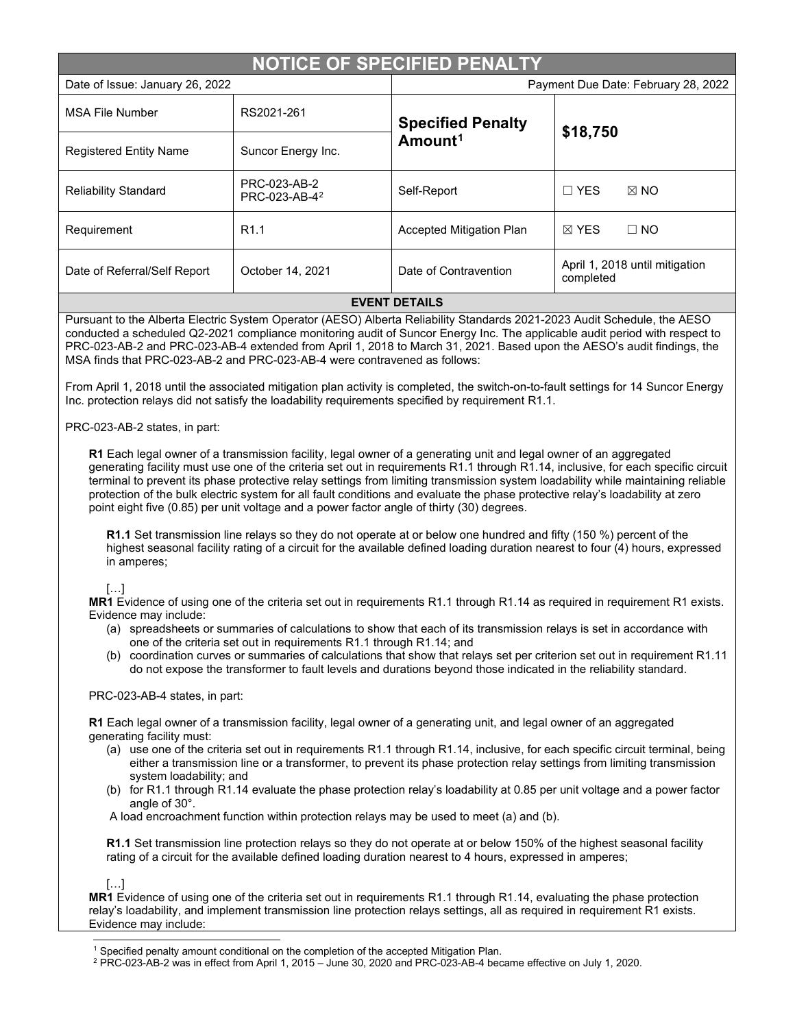# NOTICE OF SPECIFIED PENALTY

| Date of Issue: January 26, 2022 | | Payment Due Date: February 28, 2022 | |
|---|---|---|---|
| MSA File Number | RS2021-261 | **Specified Penalty Amount**[1] | **$18,750** |
| Registered Entity Name | Suncor Energy Inc. | | |
| Reliability Standard | PRC-023-AB-2<br>PRC-023-AB-4[2] | Self-Report | ☐ YES ☒ NO |
| Requirement | R1.1 | Accepted Mitigation Plan | ☒ YES ☐ NO |
| Date of Referral/Self Report | October 14, 2021 | Date of Contravention | April 1, 2018 until mitigation completed |

## EVENT DETAILS

Pursuant to the Alberta Electric System Operator (AESO) Alberta Reliability Standards 2021-2023 Audit Schedule, the AESO conducted a scheduled Q2-2021 compliance monitoring audit of Suncor Energy Inc. The applicable audit period with respect to PRC-023-AB-2 and PRC-023-AB-4 extended from April 1, 2018 to March 31, 2021. Based upon the AESO's audit findings, the MSA finds that PRC-023-AB-2 and PRC-023-AB-4 were contravened as follows:

From April 1, 2018 until the associated mitigation plan activity is completed, the switch-on-to-fault settings for 14 Suncor Energy Inc. protection relays did not satisfy the loadability requirements specified by requirement R1.1.

PRC-023-AB-2 states, in part:

> **R1** Each legal owner of a transmission facility, legal owner of a generating unit and legal owner of an aggregated generating facility must use one of the criteria set out in requirements R1.1 through R1.14, inclusive, for each specific circuit terminal to prevent its phase protective relay settings from limiting transmission system loadability while maintaining reliable protection of the bulk electric system for all fault conditions and evaluate the phase protective relay's loadability at zero point eight five (0.85) per unit voltage and a power factor angle of thirty (30) degrees.
>
> > **R1.1** Set transmission line relays so they do not operate at or below one hundred and fifty (150 %) percent of the highest seasonal facility rating of a circuit for the available defined loading duration nearest to four (4) hours, expressed in amperes;
> >
> > […]
>
> **MR1** Evidence of using one of the criteria set out in requirements R1.1 through R1.14 as required in requirement R1 exists. Evidence may include:
>
> (a) spreadsheets or summaries of calculations to show that each of its transmission relays is set in accordance with one of the criteria set out in requirements R1.1 through R1.14; and
>
> (b) coordination curves or summaries of calculations that show that relays set per criterion set out in requirement R1.11 do not expose the transformer to fault levels and durations beyond those indicated in the reliability standard.

PRC-023-AB-4 states, in part:

> **R1** Each legal owner of a transmission facility, legal owner of a generating unit, and legal owner of an aggregated generating facility must:
>
> (a) use one of the criteria set out in requirements R1.1 through R1.14, inclusive, for each specific circuit terminal, being either a transmission line or a transformer, to prevent its phase protection relay settings from limiting transmission system loadability; and
>
> (b) for R1.1 through R1.14 evaluate the phase protection relay's loadability at 0.85 per unit voltage and a power factor angle of 30°.
>
> A load encroachment function within protection relays may be used to meet (a) and (b).
>
> > **R1.1** Set transmission line protection relays so they do not operate at or below 150% of the highest seasonal facility rating of a circuit for the available defined loading duration nearest to 4 hours, expressed in amperes;
> >
> > […]
>
> **MR1** Evidence of using one of the criteria set out in requirements R1.1 through R1.14, evaluating the phase protection relay's loadability, and implement transmission line protection relays settings, all as required in requirement R1 exists. Evidence may include:

[1] Specified penalty amount conditional on the completion of the accepted Mitigation Plan.

[2] PRC-023-AB-2 was in effect from April 1, 2015 – June 30, 2020 and PRC-023-AB-4 became effective on July 1, 2020.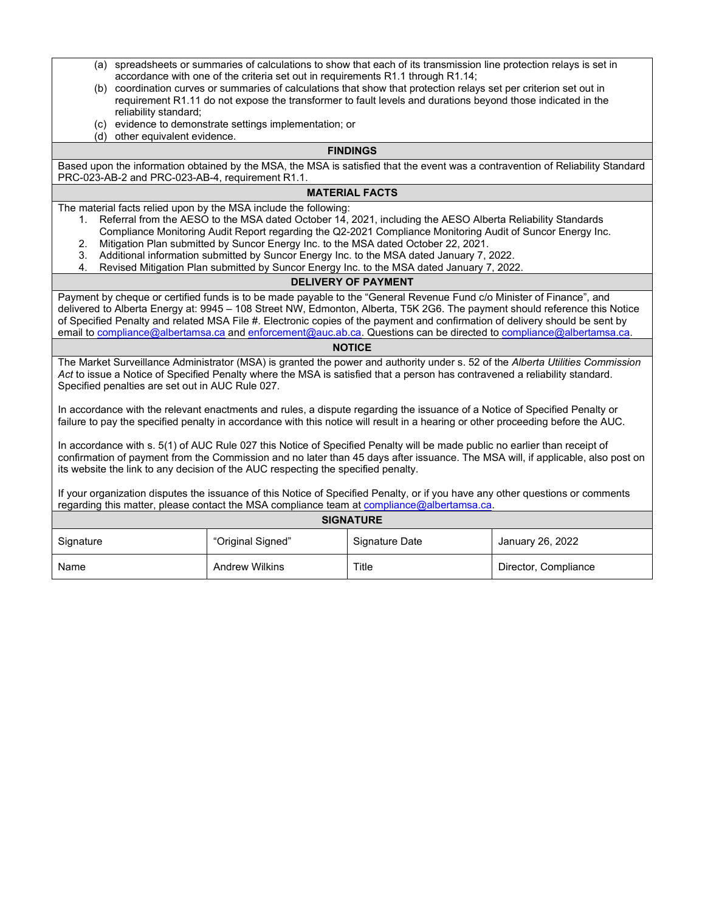(a) spreadsheets or summaries of calculations to show that each of its transmission line protection relays is set in accordance with one of the criteria set out in requirements R1.1 through R1.14;
(b) coordination curves or summaries of calculations that show that protection relays set per criterion set out in requirement R1.11 do not expose the transformer to fault levels and durations beyond those indicated in the reliability standard;
(c) evidence to demonstrate settings implementation; or
(d) other equivalent evidence.

## FINDINGS

Based upon the information obtained by the MSA, the MSA is satisfied that the event was a contravention of Reliability Standard PRC-023-AB-2 and PRC-023-AB-4, requirement R1.1.

## MATERIAL FACTS

The material facts relied upon by the MSA include the following:

1. Referral from the AESO to the MSA dated October 14, 2021, including the AESO Alberta Reliability Standards Compliance Monitoring Audit Report regarding the Q2-2021 Compliance Monitoring Audit of Suncor Energy Inc.
2. Mitigation Plan submitted by Suncor Energy Inc. to the MSA dated October 22, 2021.
3. Additional information submitted by Suncor Energy Inc. to the MSA dated January 7, 2022.
4. Revised Mitigation Plan submitted by Suncor Energy Inc. to the MSA dated January 7, 2022.

## DELIVERY OF PAYMENT

Payment by cheque or certified funds is to be made payable to the "General Revenue Fund c/o Minister of Finance", and delivered to Alberta Energy at: 9945 – 108 Street NW, Edmonton, Alberta, T5K 2G6. The payment should reference this Notice of Specified Penalty and related MSA File #. Electronic copies of the payment and confirmation of delivery should be sent by email to compliance@albertamsa.ca and enforcement@auc.ab.ca. Questions can be directed to compliance@albertamsa.ca.

## NOTICE

The Market Surveillance Administrator (MSA) is granted the power and authority under s. 52 of the *Alberta Utilities Commission Act* to issue a Notice of Specified Penalty where the MSA is satisfied that a person has contravened a reliability standard. Specified penalties are set out in AUC Rule 027.

In accordance with the relevant enactments and rules, a dispute regarding the issuance of a Notice of Specified Penalty or failure to pay the specified penalty in accordance with this notice will result in a hearing or other proceeding before the AUC.

In accordance with s. 5(1) of AUC Rule 027 this Notice of Specified Penalty will be made public no earlier than receipt of confirmation of payment from the Commission and no later than 45 days after issuance. The MSA will, if applicable, also post on its website the link to any decision of the AUC respecting the specified penalty.

If your organization disputes the issuance of this Notice of Specified Penalty, or if you have any other questions or comments regarding this matter, please contact the MSA compliance team at compliance@albertamsa.ca.

## SIGNATURE

| | | | |
|---|---|---|---|
| Signature | "Original Signed" | Signature Date | January 26, 2022 |
| Name | Andrew Wilkins | Title | Director, Compliance |